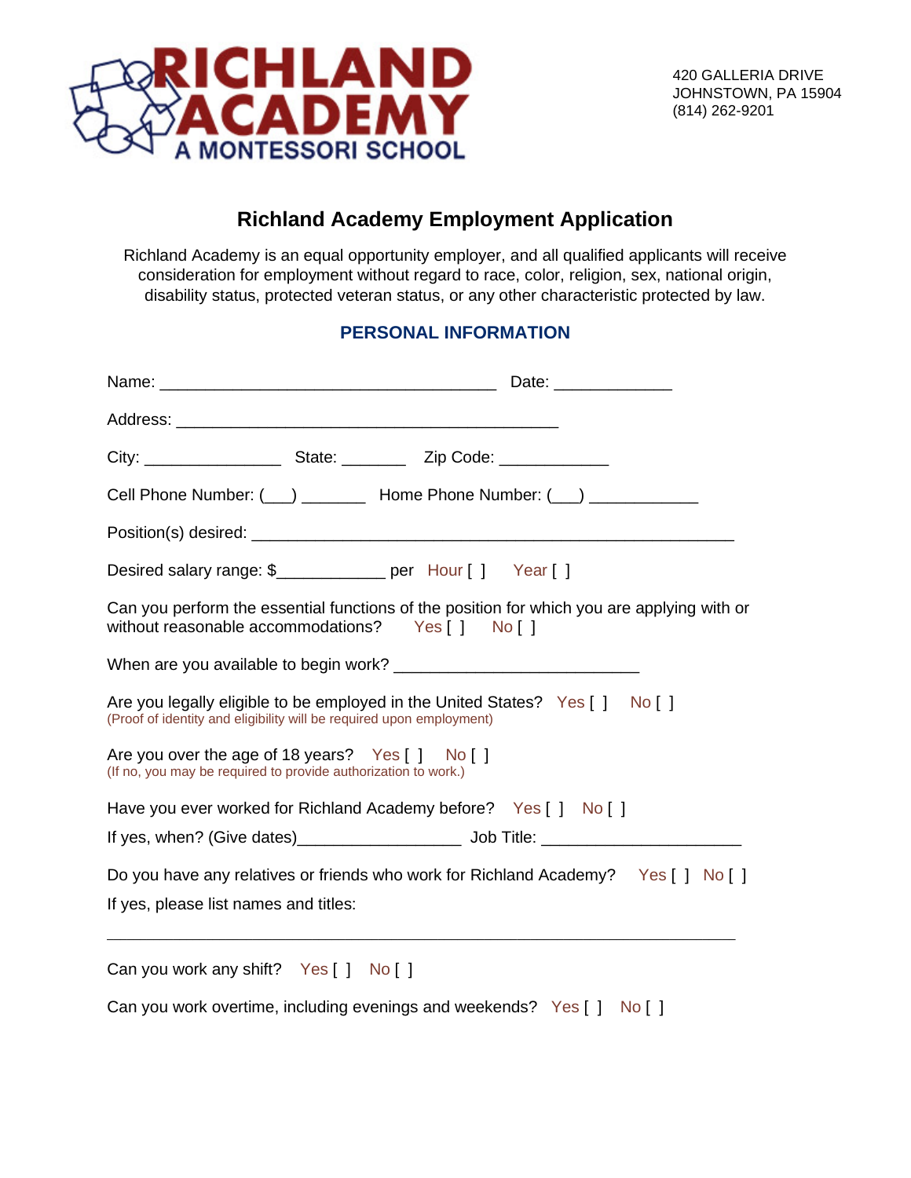# RICHLAND ACADEMY
## A MONTESSORI SCHOOL

420 GALLERIA DRIVE
JOHNSTOWN, PA 15904
(814) 262-9201

## Richland Academy Employment Application

Richland Academy is an equal opportunity employer, and all qualified applicants will receive consideration for employment without regard to race, color, religion, sex, national origin, disability status, protected veteran status, or any other characteristic protected by law.

### PERSONAL INFORMATION

Name: ____________________________________ Date: _____________

Address: _________________________________________

City: _______________ State: _______ Zip Code: ____________

Cell Phone Number: (___) _______ Home Phone Number: (___) ____________

Position(s) desired: ____________________________________________________

Desired salary range: $____________ per Hour [ ] Year [ ]

Can you perform the essential functions of the position for which you are applying with or without reasonable accommodations? Yes [ ] No [ ]

When are you available to begin work? __________________________

Are you legally eligible to be employed in the United States? Yes [ ] No [ ]
(Proof of identity and eligibility will be required upon employment)

Are you over the age of 18 years? Yes [ ] No [ ]
(If no, you may be required to provide authorization to work.)

Have you ever worked for Richland Academy before? Yes [ ] No [ ]

If yes, when? (Give dates)__________________ Job Title: ______________________

Do you have any relatives or friends who work for Richland Academy? Yes [ ] No [ ]

If yes, please list names and titles:

_____________________________________________________________________

Can you work any shift? Yes [ ] No [ ]

Can you work overtime, including evenings and weekends? Yes [ ] No [ ]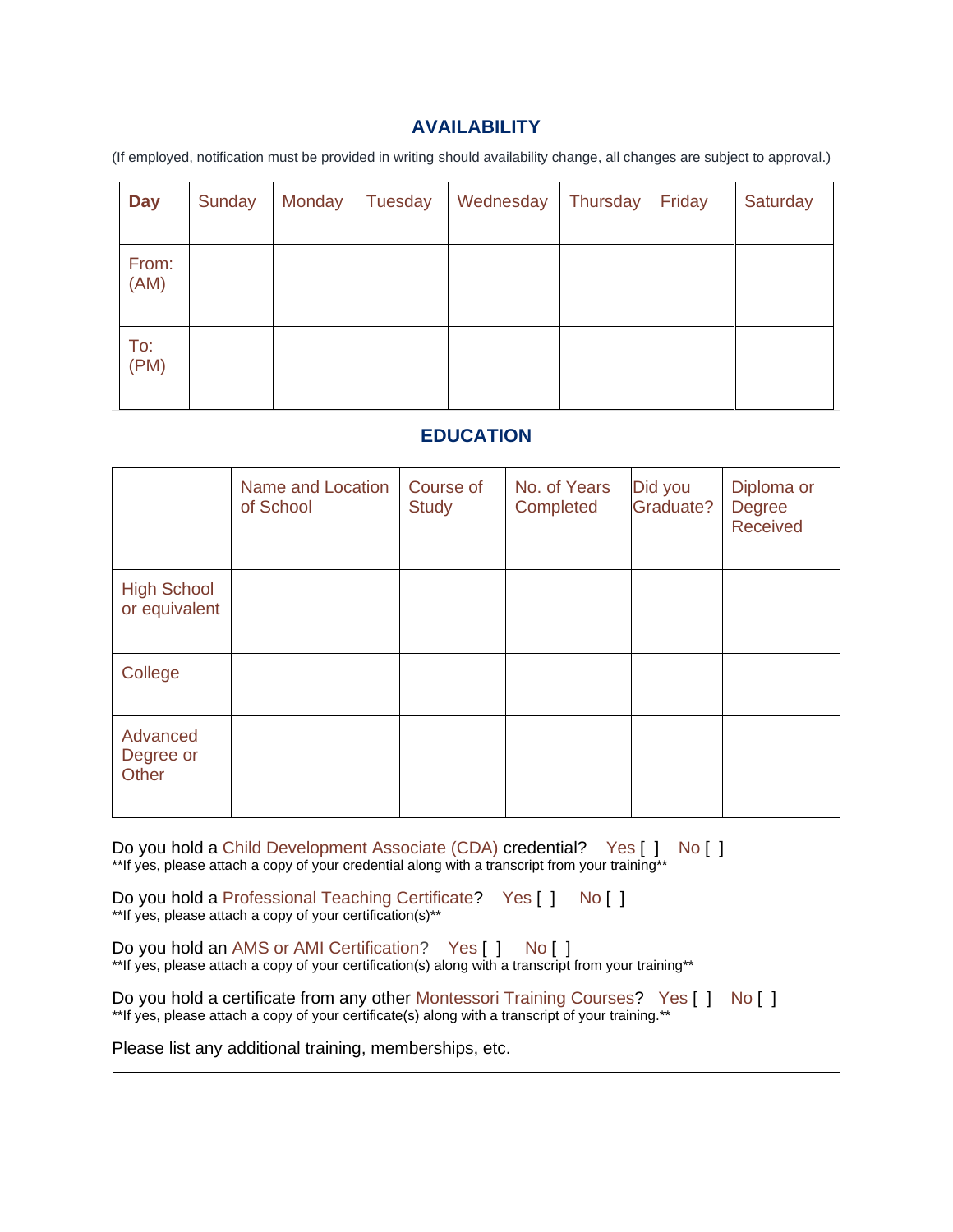## AVAILABILITY

(If employed, notification must be provided in writing should availability change, all changes are subject to approval.)

| **Day** | Sunday | Monday | Tuesday | Wednesday | Thursday | Friday | Saturday |
|---|---|---|---|---|---|---|---|
| From: (AM) | | | | | | | |
| To: (PM) | | | | | | | |

## EDUCATION

| | Name and Location of School | Course of Study | No. of Years Completed | Did you Graduate? | Diploma or Degree Received |
|---|---|---|---|---|---|
| High School or equivalent | | | | | |
| College | | | | | |
| Advanced Degree or Other | | | | | |

Do you hold a Child Development Associate (CDA) credential? Yes [ ] No [ ]
**If yes, please attach a copy of your credential along with a transcript from your training**

Do you hold a Professional Teaching Certificate? Yes [ ] No [ ]
**If yes, please attach a copy of your certification(s)**

Do you hold an AMS or AMI Certification? Yes [ ] No [ ]
**If yes, please attach a copy of your certification(s) along with a transcript from your training**

Do you hold a certificate from any other Montessori Training Courses? Yes [ ] No [ ]
**If yes, please attach a copy of your certificate(s) along with a transcript of your training.**

Please list any additional training, memberships, etc.

\_\_\_\_\_\_\_\_\_\_\_\_\_\_\_\_\_\_\_\_\_\_\_\_\_\_\_\_\_\_\_\_\_\_\_\_\_\_\_\_\_\_\_\_\_\_\_\_\_\_\_\_\_\_\_\_\_\_\_\_

\_\_\_\_\_\_\_\_\_\_\_\_\_\_\_\_\_\_\_\_\_\_\_\_\_\_\_\_\_\_\_\_\_\_\_\_\_\_\_\_\_\_\_\_\_\_\_\_\_\_\_\_\_\_\_\_\_\_\_\_

\_\_\_\_\_\_\_\_\_\_\_\_\_\_\_\_\_\_\_\_\_\_\_\_\_\_\_\_\_\_\_\_\_\_\_\_\_\_\_\_\_\_\_\_\_\_\_\_\_\_\_\_\_\_\_\_\_\_\_\_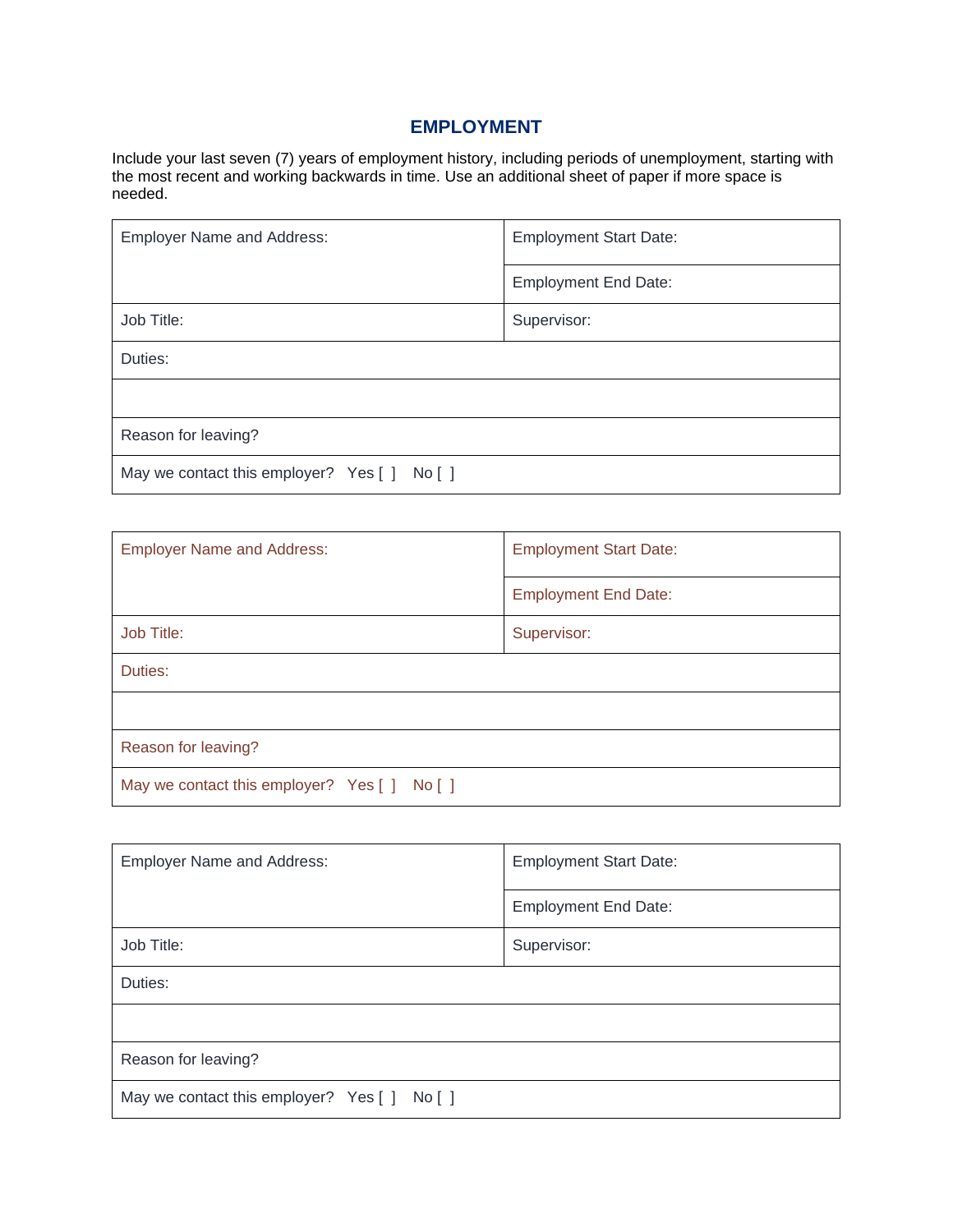## EMPLOYMENT

Include your last seven (7) years of employment history, including periods of unemployment, starting with the most recent and working backwards in time. Use an additional sheet of paper if more space is needed.

| Employer Name and Address: | Employment Start Date: |
|---|---|
| | Employment End Date: |
| Job Title: | Supervisor: |
| Duties: | |
| | |
| Reason for leaving? | |
| May we contact this employer? Yes [ ] No [ ] | |

| Employer Name and Address: | Employment Start Date: |
|---|---|
| | Employment End Date: |
| Job Title: | Supervisor: |
| Duties: | |
| | |
| Reason for leaving? | |
| May we contact this employer? Yes [ ] No [ ] | |

| Employer Name and Address: | Employment Start Date: |
|---|---|
| | Employment End Date: |
| Job Title: | Supervisor: |
| Duties: | |
| | |
| Reason for leaving? | |
| May we contact this employer? Yes [ ] No [ ] | |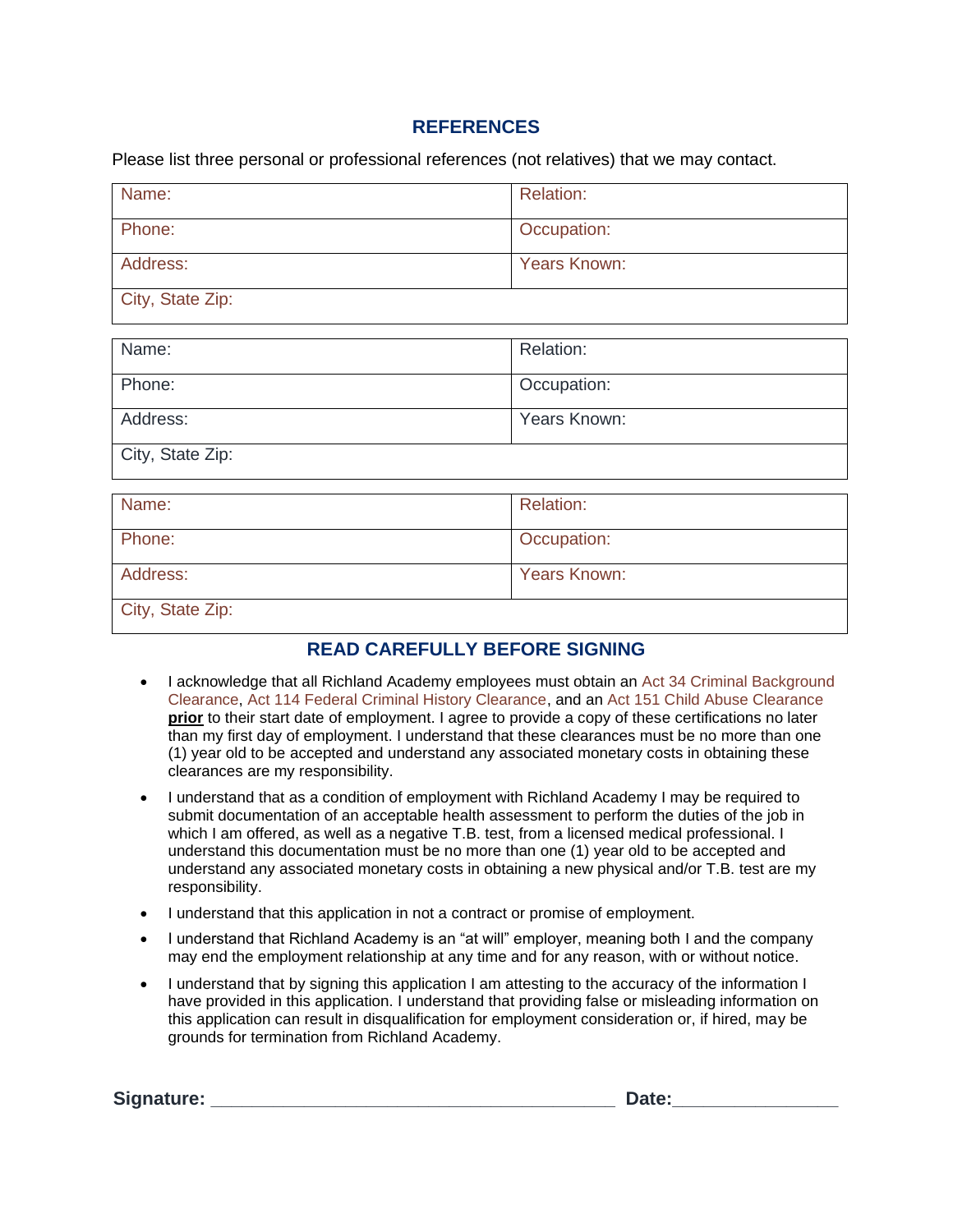## REFERENCES

Please list three personal or professional references (not relatives) that we may contact.

| | |
|---|---|
| Name: | Relation: |
| Phone: | Occupation: |
| Address: | Years Known: |
| City, State Zip: | |

| | |
|---|---|
| Name: | Relation: |
| Phone: | Occupation: |
| Address: | Years Known: |
| City, State Zip: | |

| | |
|---|---|
| Name: | Relation: |
| Phone: | Occupation: |
| Address: | Years Known: |
| City, State Zip: | |

## READ CAREFULLY BEFORE SIGNING

- I acknowledge that all Richland Academy employees must obtain an Act 34 Criminal Background Clearance, Act 114 Federal Criminal History Clearance, and an Act 151 Child Abuse Clearance **prior** to their start date of employment. I agree to provide a copy of these certifications no later than my first day of employment. I understand that these clearances must be no more than one (1) year old to be accepted and understand any associated monetary costs in obtaining these clearances are my responsibility.
- I understand that as a condition of employment with Richland Academy I may be required to submit documentation of an acceptable health assessment to perform the duties of the job in which I am offered, as well as a negative T.B. test, from a licensed medical professional. I understand this documentation must be no more than one (1) year old to be accepted and understand any associated monetary costs in obtaining a new physical and/or T.B. test are my responsibility.
- I understand that this application in not a contract or promise of employment.
- I understand that Richland Academy is an "at will" employer, meaning both I and the company may end the employment relationship at any time and for any reason, with or without notice.
- I understand that by signing this application I am attesting to the accuracy of the information I have provided in this application. I understand that providing false or misleading information on this application can result in disqualification for employment consideration or, if hired, may be grounds for termination from Richland Academy.

**Signature:** ________________________________________ **Date:**________________